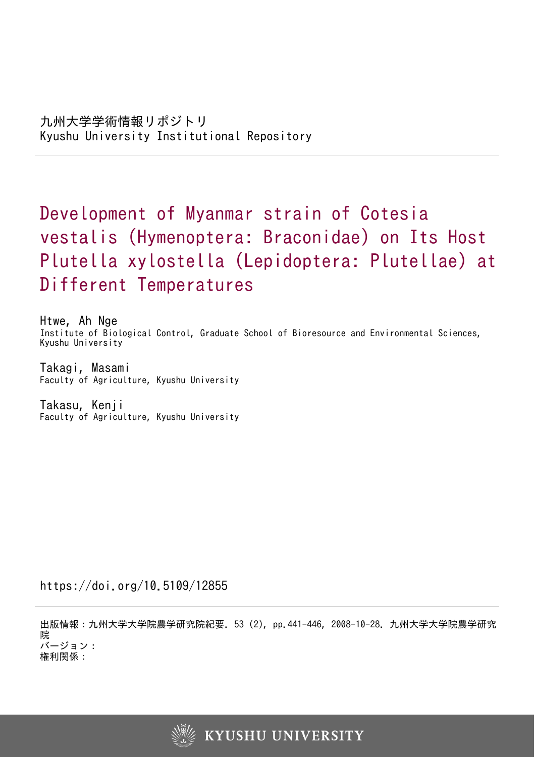九州大学学術情報リポジトリ
Kyushu University Institutional Repository

# Development of Myanmar strain of Cotesia vestalis (Hymenoptera: Braconidae) on Its Host Plutella xylostella (Lepidoptera: Plutellae) at Different Temperatures

Htwe, Ah Nge
Institute of Biological Control, Graduate School of Bioresource and Environmental Sciences, Kyushu University

Takagi, Masami
Faculty of Agriculture, Kyushu University

Takasu, Kenji
Faculty of Agriculture, Kyushu University

https://doi.org/10.5109/12855

出版情報：九州大学大学院農学研究院紀要. 53 (2), pp.441-446, 2008-10-28. 九州大学大学院農学研究院
バージョン：
権利関係：

KYUSHU UNIVERSITY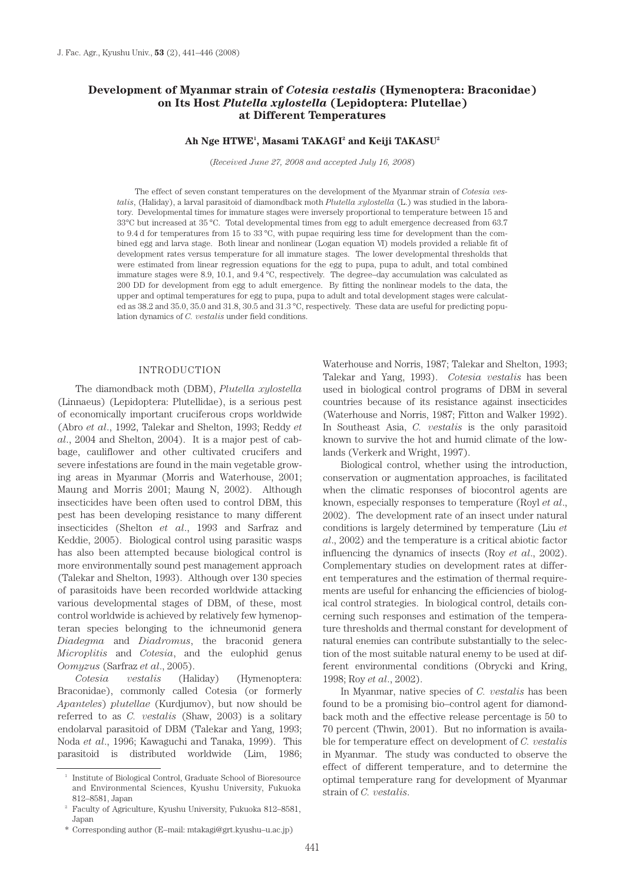# Development of Myanmar strain of *Cotesia vestalis* (Hymenoptera: Braconidae) on Its Host *Plutella xylostella* (Lepidoptera: Plutellae) at Different Temperatures

**Ah Nge HTWE[1], Masami TAKAGI[2] and Keiji TAKASU[2]**

(*Received June 27, 2008 and accepted July 16, 2008*)

The effect of seven constant temperatures on the development of the Myanmar strain of *Cotesia vestalis*, (Haliday), a larval parasitoid of diamondback moth *Plutella xylostella* (L.) was studied in the laboratory. Developmental times for immature stages were inversely proportional to temperature between 15 and 33°C but increased at 35 °C. Total developmental times from egg to adult emergence decreased from 63.7 to 9.4 d for temperatures from 15 to 33 °C, with pupae requiring less time for development than the combined egg and larva stage. Both linear and nonlinear (Logan equation VI) models provided a reliable fit of development rates versus temperature for all immature stages. The lower developmental thresholds that were estimated from linear regression equations for the egg to pupa, pupa to adult, and total combined immature stages were 8.9, 10.1, and 9.4 °C, respectively. The degree–day accumulation was calculated as 200 DD for development from egg to adult emergence. By fitting the nonlinear models to the data, the upper and optimal temperatures for egg to pupa, pupa to adult and total development stages were calculated as 38.2 and 35.0, 35.0 and 31.8, 30.5 and 31.3 °C, respectively. These data are useful for predicting population dynamics of *C. vestalis* under field conditions.

## INTRODUCTION

The diamondback moth (DBM), *Plutella xylostella* (Linnaeus) (Lepidoptera: Plutellidae), is a serious pest of economically important cruciferous crops worldwide (Abro *et al*., 1992, Talekar and Shelton, 1993; Reddy *et al*., 2004 and Shelton, 2004). It is a major pest of cabbage, cauliflower and other cultivated crucifers and severe infestations are found in the main vegetable growing areas in Myanmar (Morris and Waterhouse, 2001; Maung and Morris 2001; Maung N, 2002). Although insecticides have been often used to control DBM, this pest has been developing resistance to many different insecticides (Shelton *et al*., 1993 and Sarfraz and Keddie, 2005). Biological control using parasitic wasps has also been attempted because biological control is more environmentally sound pest management approach (Talekar and Shelton, 1993). Although over 130 species of parasitoids have been recorded worldwide attacking various developmental stages of DBM, of these, most control worldwide is achieved by relatively few hymenopteran species belonging to the ichneumonid genera *Diadegma* and *Diadromus*, the braconid genera *Microplitis* and *Cotesia*, and the eulophid genus *Oomyzus* (Sarfraz *et al*., 2005).

*Cotesia vestalis* (Haliday) (Hymenoptera: Braconidae), commonly called Cotesia (or formerly *Apanteles*) *plutellae* (Kurdjumov), but now should be referred to as *C. vestalis* (Shaw, 2003) is a solitary endolarval parasitoid of DBM (Talekar and Yang, 1993; Noda *et al*., 1996; Kawaguchi and Tanaka, 1999). This parasitoid is distributed worldwide (Lim, 1986; Waterhouse and Norris, 1987; Talekar and Shelton, 1993; Talekar and Yang, 1993). *Cotesia vestalis* has been used in biological control programs of DBM in several countries because of its resistance against insecticides (Waterhouse and Norris, 1987; Fitton and Walker 1992). In Southeast Asia, *C. vestalis* is the only parasitoid known to survive the hot and humid climate of the lowlands (Verkerk and Wright, 1997).

Biological control, whether using the introduction, conservation or augmentation approaches, is facilitated when the climatic responses of biocontrol agents are known, especially responses to temperature (Royl *et al*., 2002). The development rate of an insect under natural conditions is largely determined by temperature (Liu *et al*., 2002) and the temperature is a critical abiotic factor influencing the dynamics of insects (Roy *et al*., 2002). Complementary studies on development rates at different temperatures and the estimation of thermal requirements are useful for enhancing the efficiencies of biological control strategies. In biological control, details concerning such responses and estimation of the temperature thresholds and thermal constant for development of natural enemies can contribute substantially to the selection of the most suitable natural enemy to be used at different environmental conditions (Obrycki and Kring, 1998; Roy *et al*., 2002).

In Myanmar, native species of *C. vestalis* has been found to be a promising bio–control agent for diamondback moth and the effective release percentage is 50 to 70 percent (Thwin, 2001). But no information is available for temperature effect on development of *C. vestalis* in Myanmar. The study was conducted to observe the effect of different temperature, and to determine the optimal temperature rang for development of Myanmar strain of *C. vestalis*.

---

[1] Institute of Biological Control, Graduate School of Bioresource and Environmental Sciences, Kyushu University, Fukuoka 812–8581, Japan

[2] Faculty of Agriculture, Kyushu University, Fukuoka 812–8581, Japan

\* Corresponding author (E–mail: mtakagi@grt.kyushu–u.ac.jp)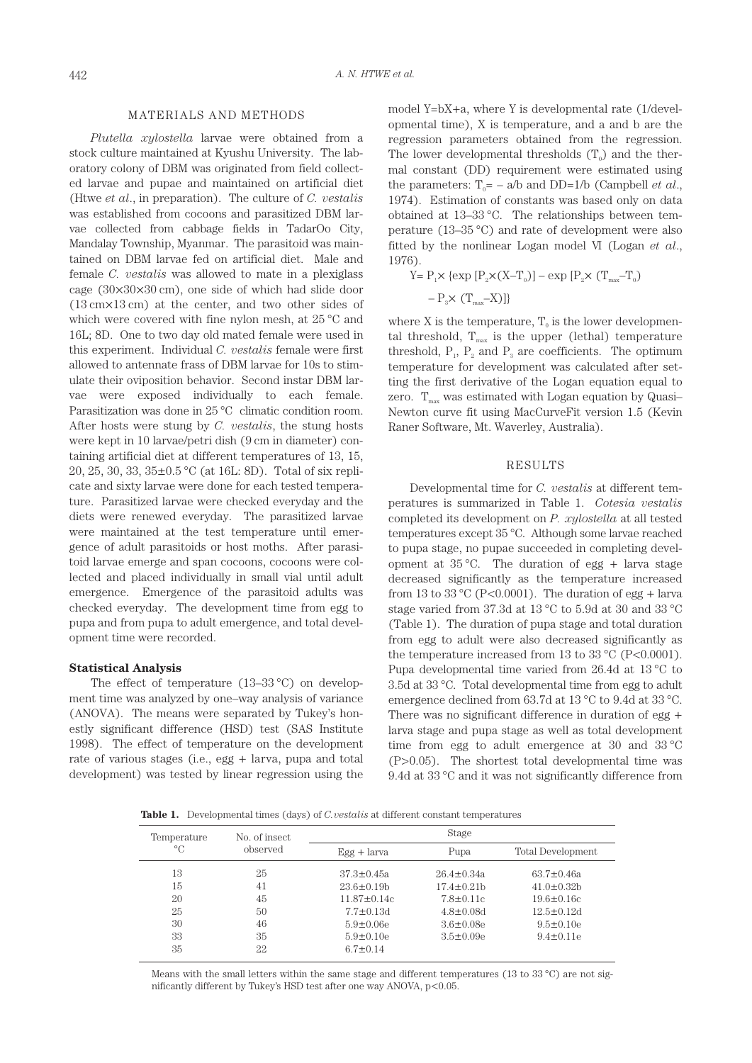## MATERIALS AND METHODS

*Plutella xylostella* larvae were obtained from a stock culture maintained at Kyushu University. The laboratory colony of DBM was originated from field collected larvae and pupae and maintained on artificial diet (Htwe *et al*., in preparation). The culture of *C. vestalis* was established from cocoons and parasitized DBM larvae collected from cabbage fields in TadarOo City, Mandalay Township, Myanmar. The parasitoid was maintained on DBM larvae fed on artificial diet. Male and female *C. vestalis* was allowed to mate in a plexiglass cage (30×30×30 cm), one side of which had slide door (13 cm×13 cm) at the center, and two other sides of which were covered with fine nylon mesh, at 25 °C and 16L; 8D. One to two day old mated female were used in this experiment. Individual *C. vestalis* female were first allowed to antennate frass of DBM larvae for 10s to stimulate their oviposition behavior. Second instar DBM larvae were exposed individually to each female. Parasitization was done in 25 °C climatic condition room. After hosts were stung by *C. vestalis*, the stung hosts were kept in 10 larvae/petri dish (9 cm in diameter) containing artificial diet at different temperatures of 13, 15, 20, 25, 30, 33, 35±0.5 °C (at 16L: 8D). Total of six replicate and sixty larvae were done for each tested temperature. Parasitized larvae were checked everyday and the diets were renewed everyday. The parasitized larvae were maintained at the test temperature until emergence of adult parasitoids or host moths. After parasitoid larvae emerge and span cocoons, cocoons were collected and placed individually in small vial until adult emergence. Emergence of the parasitoid adults was checked everyday. The development time from egg to pupa and from pupa to adult emergence, and total development time were recorded.

### Statistical Analysis

The effect of temperature (13–33 °C) on development time was analyzed by one–way analysis of variance (ANOVA). The means were separated by Tukey's honestly significant difference (HSD) test (SAS Institute 1998). The effect of temperature on the development rate of various stages (i.e., egg + larva, pupa and total development) was tested by linear regression using the model Y=bX+a, where Y is developmental rate (1/developmental time), X is temperature, and a and b are the regression parameters obtained from the regression. The lower developmental thresholds ($T_0$) and the thermal constant (DD) requirement were estimated using the parameters: $T_0 = -a/b$ and DD=1/b (Campbell *et al*., 1974). Estimation of constants was based only on data obtained at 13–33 °C. The relationships between temperature (13–35 °C) and rate of development were also fitted by the nonlinear Logan model Ⅵ (Logan *et al*., 1976).

$$Y = P_1 \times \{\exp[P_2 \times (X - T_0)] - \exp[P_2 \times (T_{max} - T_0) - P_3 \times (T_{max} - X)]\}$$

where X is the temperature, $T_0$ is the lower developmental threshold, $T_{max}$ is the upper (lethal) temperature threshold, $P_1$, $P_2$ and $P_3$ are coefficients. The optimum temperature for development was calculated after setting the first derivative of the Logan equation equal to zero. $T_{max}$ was estimated with Logan equation by Quasi–Newton curve fit using MacCurveFit version 1.5 (Kevin Raner Software, Mt. Waverley, Australia).

## RESULTS

Developmental time for *C. vestalis* at different temperatures is summarized in Table 1. *Cotesia vestalis* completed its development on *P. xylostella* at all tested temperatures except 35 °C. Although some larvae reached to pupa stage, no pupae succeeded in completing development at 35 °C. The duration of egg + larva stage decreased significantly as the temperature increased from 13 to 33 °C (P<0.0001). The duration of egg + larva stage varied from 37.3d at 13 °C to 5.9d at 30 and 33 °C (Table 1). The duration of pupa stage and total duration from egg to adult were also decreased significantly as the temperature increased from 13 to 33 °C (P<0.0001). Pupa developmental time varied from 26.4d at 13 °C to 3.5d at 33 °C. Total developmental time from egg to adult emergence declined from 63.7d at 13 °C to 9.4d at 33 °C. There was no significant difference in duration of egg + larva stage and pupa stage as well as total development time from egg to adult emergence at 30 and 33 °C (P>0.05). The shortest total developmental time was 9.4d at 33 °C and it was not significantly difference from

**Table 1.** Developmental times (days) of *C.vestalis* at different constant temperatures

| Temperature °C | No. of insect observed | Stage | | |
|---|---|---|---|---|
| | | Egg + larva | Pupa | Total Development |
| 13 | 25 | 37.3±0.45a | 26.4±0.34a | 63.7±0.46a |
| 15 | 41 | 23.6±0.19b | 17.4±0.21b | 41.0±0.32b |
| 20 | 45 | 11.87±0.14c | 7.8±0.11c | 19.6±0.16c |
| 25 | 50 | 7.7±0.13d | 4.8±0.08d | 12.5±0.12d |
| 30 | 46 | 5.9±0.06e | 3.6±0.08e | 9.5±0.10e |
| 33 | 35 | 5.9±0.10e | 3.5±0.09e | 9.4±0.11e |
| 35 | 22 | 6.7±0.14 | | |

Means with the small letters within the same stage and different temperatures (13 to 33 °C) are not significantly different by Tukey's HSD test after one way ANOVA, p<0.05.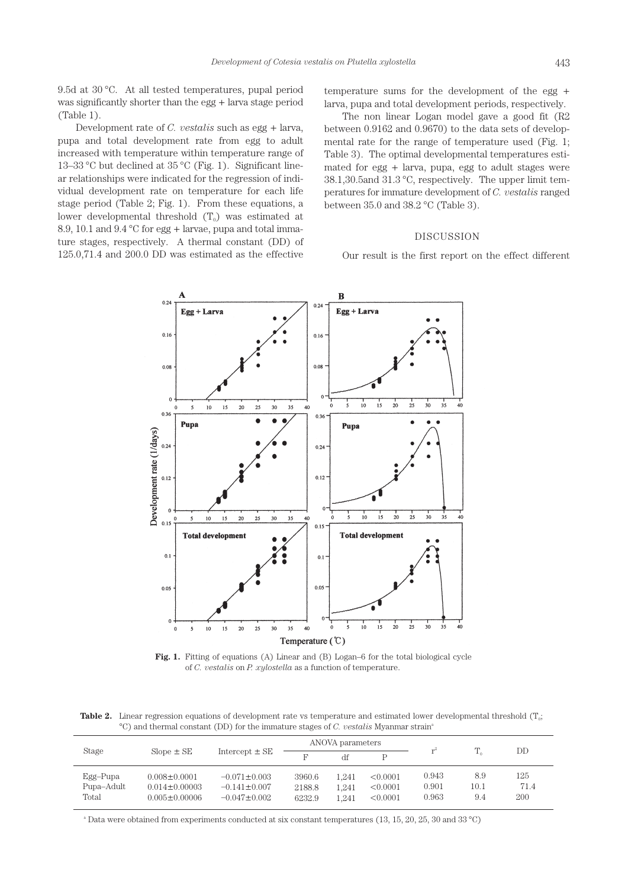9.5d at 30 °C. At all tested temperatures, pupal period was significantly shorter than the egg + larva stage period (Table 1).

Development rate of *C. vestalis* such as egg + larva, pupa and total development rate from egg to adult increased with temperature within temperature range of 13–33 °C but declined at 35 °C (Fig. 1). Significant linear relationships were indicated for the regression of individual development rate on temperature for each life stage period (Table 2; Fig. 1). From these equations, a lower developmental threshold ($T_0$) was estimated at 8.9, 10.1 and 9.4 °C for egg + larvae, pupa and total immature stages, respectively. A thermal constant (DD) of 125.0,71.4 and 200.0 DD was estimated as the effective temperature sums for the development of the egg + larva, pupa and total development periods, respectively.

The non linear Logan model gave a good fit (R2 between 0.9162 and 0.9670) to the data sets of developmental rate for the range of temperature used (Fig. 1; Table 3). The optimal developmental temperatures estimated for egg + larva, pupa, egg to adult stages were 38.1,30.5and 31.3 °C, respectively. The upper limit temperatures for immature development of *C. vestalis* ranged between 35.0 and 38.2 °C (Table 3).

## DISCUSSION

Our result is the first report on the effect different

**Fig. 1.** Fitting of equations (A) Linear and (B) Logan–6 for the total biological cycle of *C. vestalis* on *P. xylostella* as a function of temperature.

**Table 2.** Linear regression equations of development rate vs temperature and estimated lower developmental threshold ($T_0$; °C) and thermal constant (DD) for the immature stages of *C. vestalis* Myanmar strain[a]

| Stage | Slope ± SE | Intercept ± SE | ANOVA parameters | | | $r^2$ | $T_0$ | DD |
|---|---|---|---|---|---|---|---|---|
| | | | F | df | P | | | |
| Egg–Pupa | 0.008±0.0001 | −0.071±0.003 | 3960.6 | 1,241 | <0.0001 | 0.943 | 8.9 | 125 |
| Pupa–Adult | 0.014±0.00003 | −0.141±0.007 | 2188.8 | 1,241 | <0.0001 | 0.901 | 10.1 | 71.4 |
| Total | 0.005±0.00006 | −0.047±0.002 | 6232.9 | 1,241 | <0.0001 | 0.963 | 9.4 | 200 |

[a] Data were obtained from experiments conducted at six constant temperatures (13, 15, 20, 25, 30 and 33 °C)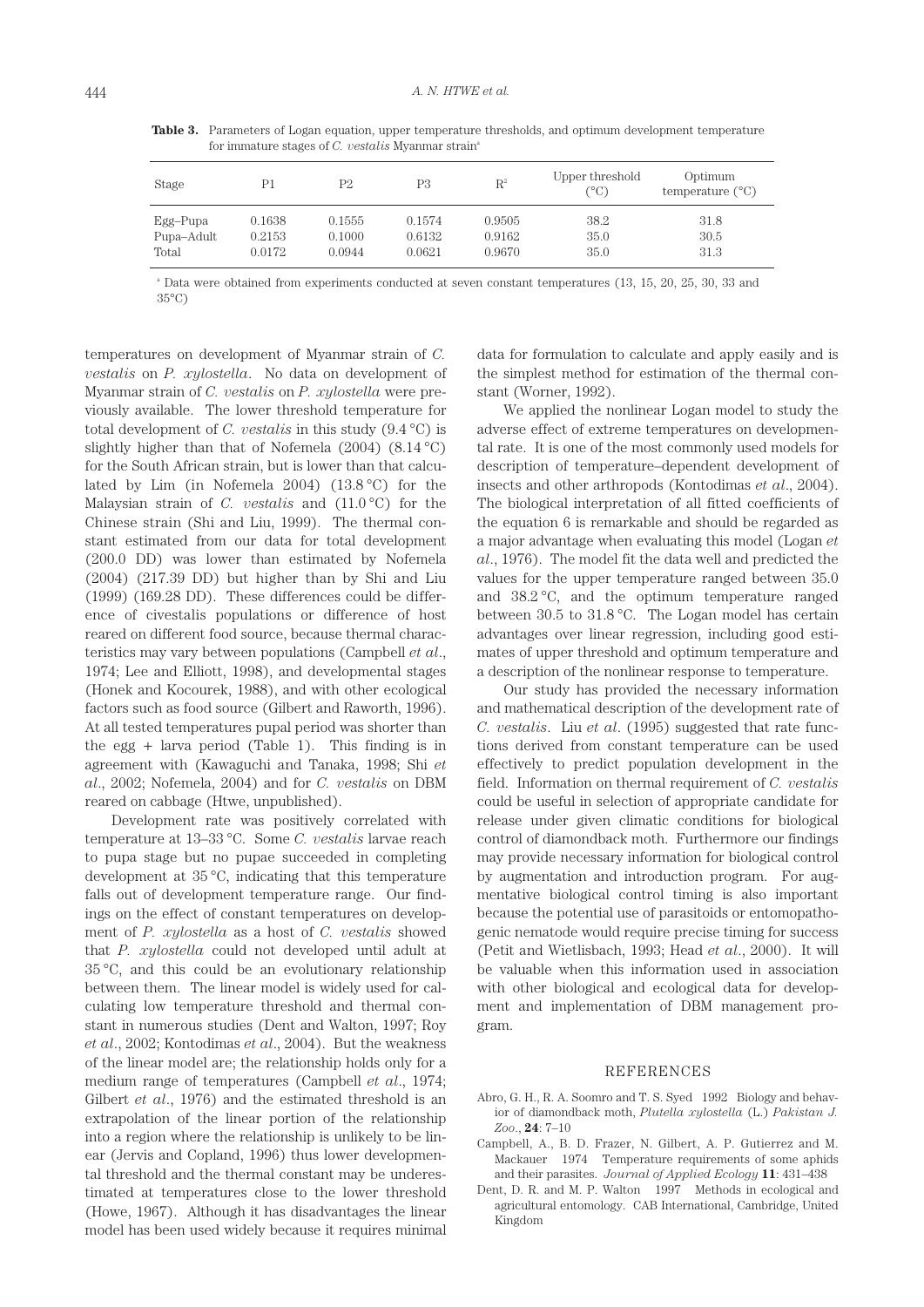**Table 3.** Parameters of Logan equation, upper temperature thresholds, and optimum development temperature for immature stages of *C. vestalis* Myanmar strain[a]

| Stage | P1 | P2 | P3 | $R^2$ | Upper threshold (°C) | Optimum temperature (°C) |
|---|---|---|---|---|---|---|
| Egg–Pupa | 0.1638 | 0.1555 | 0.1574 | 0.9505 | 38.2 | 31.8 |
| Pupa–Adult | 0.2153 | 0.1000 | 0.6132 | 0.9162 | 35.0 | 30.5 |
| Total | 0.0172 | 0.0944 | 0.0621 | 0.9670 | 35.0 | 31.3 |

[a] Data were obtained from experiments conducted at seven constant temperatures (13, 15, 20, 25, 30, 33 and 35°C)

temperatures on development of Myanmar strain of *C. vestalis* on *P. xylostella*. No data on development of Myanmar strain of *C. vestalis* on *P. xylostella* were previously available. The lower threshold temperature for total development of *C. vestalis* in this study (9.4 °C) is slightly higher than that of Nofemela (2004) (8.14 °C) for the South African strain, but is lower than that calculated by Lim (in Nofemela 2004) (13.8 °C) for the Malaysian strain of *C. vestalis* and (11.0 °C) for the Chinese strain (Shi and Liu, 1999). The thermal constant estimated from our data for total development (200.0 DD) was lower than estimated by Nofemela (2004) (217.39 DD) but higher than by Shi and Liu (1999) (169.28 DD). These differences could be difference of civestalis populations or difference of host reared on different food source, because thermal characteristics may vary between populations (Campbell *et al*., 1974; Lee and Elliott, 1998), and developmental stages (Honek and Kocourek, 1988), and with other ecological factors such as food source (Gilbert and Raworth, 1996). At all tested temperatures pupal period was shorter than the egg + larva period (Table 1). This finding is in agreement with (Kawaguchi and Tanaka, 1998; Shi *et al*., 2002; Nofemela, 2004) and for *C. vestalis* on DBM reared on cabbage (Htwe, unpublished).

Development rate was positively correlated with temperature at 13–33 °C. Some *C. vestalis* larvae reach to pupa stage but no pupae succeeded in completing development at 35 °C, indicating that this temperature falls out of development temperature range. Our findings on the effect of constant temperatures on development of *P. xylostella* as a host of *C. vestalis* showed that *P. xylostella* could not developed until adult at 35 °C, and this could be an evolutionary relationship between them. The linear model is widely used for calculating low temperature threshold and thermal constant in numerous studies (Dent and Walton, 1997; Roy *et al*., 2002; Kontodimas *et al*., 2004). But the weakness of the linear model are; the relationship holds only for a medium range of temperatures (Campbell *et al*., 1974; Gilbert *et al*., 1976) and the estimated threshold is an extrapolation of the linear portion of the relationship into a region where the relationship is unlikely to be linear (Jervis and Copland, 1996) thus lower developmental threshold and the thermal constant may be underestimated at temperatures close to the lower threshold (Howe, 1967). Although it has disadvantages the linear model has been used widely because it requires minimal data for formulation to calculate and apply easily and is the simplest method for estimation of the thermal constant (Worner, 1992).

We applied the nonlinear Logan model to study the adverse effect of extreme temperatures on developmental rate. It is one of the most commonly used models for description of temperature–dependent development of insects and other arthropods (Kontodimas *et al*., 2004). The biological interpretation of all fitted coefficients of the equation 6 is remarkable and should be regarded as a major advantage when evaluating this model (Logan *et al*., 1976). The model fit the data well and predicted the values for the upper temperature ranged between 35.0 and 38.2 °C, and the optimum temperature ranged between 30.5 to 31.8 °C. The Logan model has certain advantages over linear regression, including good estimates of upper threshold and optimum temperature and a description of the nonlinear response to temperature.

Our study has provided the necessary information and mathematical description of the development rate of *C. vestalis*. Liu *et al*. (1995) suggested that rate functions derived from constant temperature can be used effectively to predict population development in the field. Information on thermal requirement of *C. vestalis* could be useful in selection of appropriate candidate for release under given climatic conditions for biological control of diamondback moth. Furthermore our findings may provide necessary information for biological control by augmentation and introduction program. For augmentative biological control timing is also important because the potential use of parasitoids or entomopathogenic nematode would require precise timing for success (Petit and Wietlisbach, 1993; Head *et al*., 2000). It will be valuable when this information used in association with other biological and ecological data for development and implementation of DBM management program.

## REFERENCES

Abro, G. H., R. A. Soomro and T. S. Syed 1992 Biology and behavior of diamondback moth, *Plutella xylostella* (L.) *Pakistan J. Zoo*., **24**: 7–10

Campbell, A., B. D. Frazer, N. Gilbert, A. P. Gutierrez and M. Mackauer 1974 Temperature requirements of some aphids and their parasites. *Journal of Applied Ecology* **11**: 431–438

Dent, D. R. and M. P. Walton 1997 Methods in ecological and agricultural entomology. CAB International, Cambridge, United Kingdom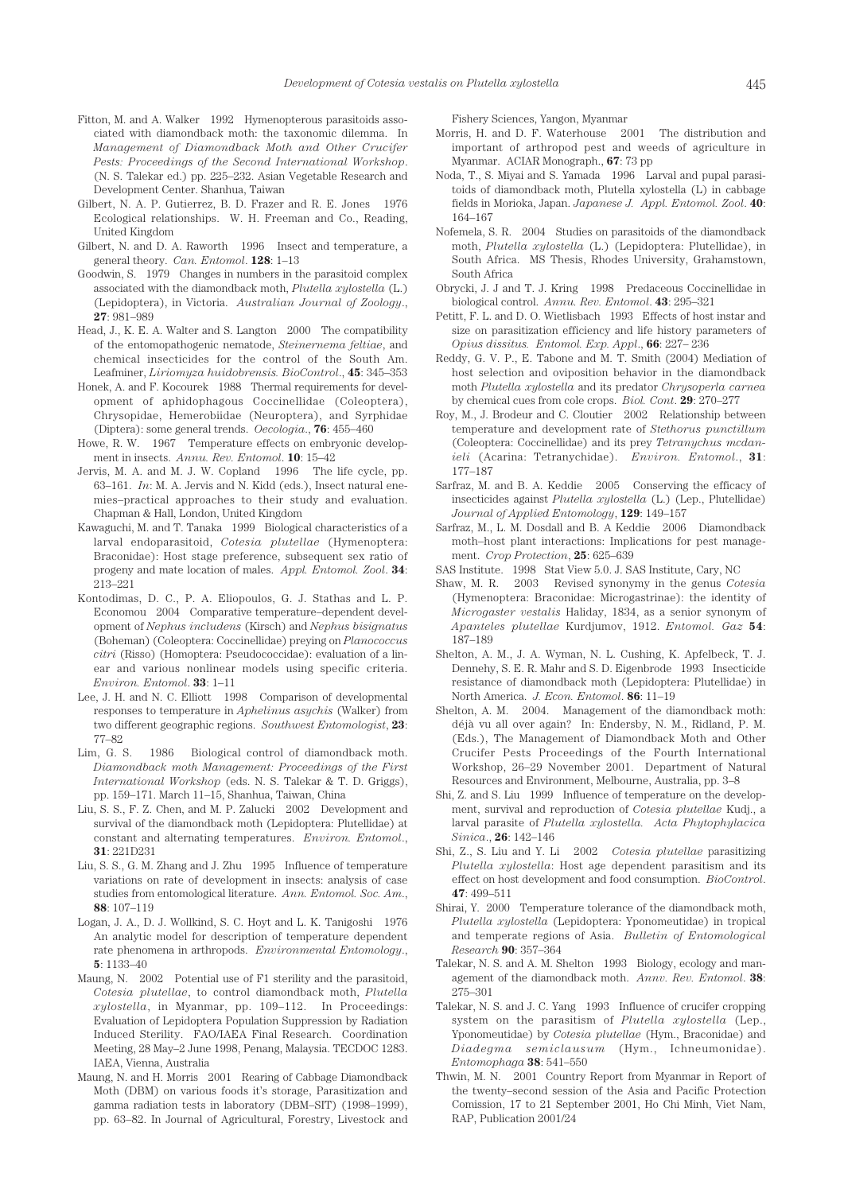Fitton, M. and A. Walker 1992 Hymenopterous parasitoids associated with diamondback moth: the taxonomic dilemma. In *Management of Diamondback Moth and Other Crucifer Pests: Proceedings of the Second International Workshop*. (N. S. Talekar ed.) pp. 225–232. Asian Vegetable Research and Development Center. Shanhua, Taiwan

Gilbert, N. A. P. Gutierrez, B. D. Frazer and R. E. Jones 1976 Ecological relationships. W. H. Freeman and Co., Reading, United Kingdom

Gilbert, N. and D. A. Raworth 1996 Insect and temperature, a general theory. *Can. Entomol*. **128**: 1–13

Goodwin, S. 1979 Changes in numbers in the parasitoid complex associated with the diamondback moth, *Plutella xylostella* (L.) (Lepidoptera), in Victoria. *Australian Journal of Zoology*., **27**: 981–989

Head, J., K. E. A. Walter and S. Langton 2000 The compatibility of the entomopathogenic nematode, *Steinernema feltiae*, and chemical insecticides for the control of the South Am. Leafminer, *Liriomyza huidobrensis*. *BioControl*., **45**: 345–353

Honek, A. and F. Kocourek 1988 Thermal requirements for development of aphidophagous Coccinellidae (Coleoptera), Chrysopidae, Hemerobiidae (Neuroptera), and Syrphidae (Diptera): some general trends. *Oecologia*., **76**: 455–460

Howe, R. W. 1967 Temperature effects on embryonic development in insects. *Annu. Rev. Entomol*. **10**: 15–42

Jervis, M. A. and M. J. W. Copland 1996 The life cycle, pp. 63–161. *In*: M. A. Jervis and N. Kidd (eds.), Insect natural enemies–practical approaches to their study and evaluation. Chapman & Hall, London, United Kingdom

Kawaguchi, M. and T. Tanaka 1999 Biological characteristics of a larval endoparasitoid, *Cotesia plutellae* (Hymenoptera: Braconidae): Host stage preference, subsequent sex ratio of progeny and mate location of males. *Appl. Entomol. Zool*. **34**: 213–221

Kontodimas, D. C., P. A. Eliopoulos, G. J. Stathas and L. P. Economou 2004 Comparative temperature–dependent development of *Nephus includens* (Kirsch) and *Nephus bisignatus* (Boheman) (Coleoptera: Coccinellidae) preying on *Planococcus citri* (Risso) (Homoptera: Pseudococcidae): evaluation of a linear and various nonlinear models using specific criteria. *Environ. Entomol*. **33**: 1–11

Lee, J. H. and N. C. Elliott 1998 Comparison of developmental responses to temperature in *Aphelinus asychis* (Walker) from two different geographic regions. *Southwest Entomologist*, **23**: 77–82

Lim, G. S. 1986 Biological control of diamondback moth. *Diamondback moth Management: Proceedings of the First International Workshop* (eds. N. S. Talekar & T. D. Griggs), pp. 159–171. March 11–15, Shanhua, Taiwan, China

Liu, S. S., F. Z. Chen, and M. P. Zalucki 2002 Development and survival of the diamondback moth (Lepidoptera: Plutellidae) at constant and alternating temperatures. *Environ. Entomol*., **31**: 221D231

Liu, S. S., G. M. Zhang and J. Zhu 1995 Influence of temperature variations on rate of development in insects: analysis of case studies from entomological literature. *Ann. Entomol. Soc. Am*., **88**: 107–119

Logan, J. A., D. J. Wollkind, S. C. Hoyt and L. K. Tanigoshi 1976 An analytic model for description of temperature dependent rate phenomena in arthropods. *Environmental Entomology*., **5**: 1133–40

Maung, N. 2002 Potential use of F1 sterility and the parasitoid, *Cotesia plutellae*, to control diamondback moth, *Plutella xylostella*, in Myanmar, pp. 109–112. In Proceedings: Evaluation of Lepidoptera Population Suppression by Radiation Induced Sterility. FAO/IAEA Final Research. Coordination Meeting, 28 May–2 June 1998, Penang, Malaysia. TECDOC 1283. IAEA, Vienna, Australia

Maung, N. and H. Morris 2001 Rearing of Cabbage Diamondback Moth (DBM) on various foods it's storage, Parasitization and gamma radiation tests in laboratory (DBM–SIT) (1998–1999), pp. 63–82. In Journal of Agricultural, Forestry, Livestock and Fishery Sciences, Yangon, Myanmar

Morris, H. and D. F. Waterhouse 2001 The distribution and important of arthropod pest and weeds of agriculture in Myanmar. ACIAR Monograph., **67**: 73 pp

Noda, T., S. Miyai and S. Yamada 1996 Larval and pupal parasitoids of diamondback moth, Plutella xylostella (L) in cabbage fields in Morioka, Japan. *Japanese J. Appl. Entomol. Zool*. **40**: 164–167

Nofemela, S. R. 2004 Studies on parasitoids of the diamondback moth, *Plutella xylostella* (L.) (Lepidoptera: Plutellidae), in South Africa. MS Thesis, Rhodes University, Grahamstown, South Africa

Obrycki, J. J and T. J. Kring 1998 Predaceous Coccinellidae in biological control. *Annu. Rev. Entomol*. **43**: 295–321

Petitt, F. L. and D. O. Wietlisbach 1993 Effects of host instar and size on parasitization efficiency and life history parameters of *Opius dissitus*. *Entomol. Exp. Appl*., **66**: 227– 236

Reddy, G. V. P., E. Tabone and M. T. Smith (2004) Mediation of host selection and oviposition behavior in the diamondback moth *Plutella xylostella* and its predator *Chrysoperla carnea* by chemical cues from cole crops. *Biol. Cont*. **29**: 270–277

Roy, M., J. Brodeur and C. Cloutier 2002 Relationship between temperature and development rate of *Stethorus punctillum* (Coleoptera: Coccinellidae) and its prey *Tetranychus mcdanieli* (Acarina: Tetranychidae). *Environ. Entomol*., **31**: 177–187

Sarfraz, M. and B. A. Keddie 2005 Conserving the efficacy of insecticides against *Plutella xylostella* (L.) (Lep., Plutellidae) *Journal of Applied Entomology*, **129**: 149–157

Sarfraz, M., L. M. Dosdall and B. A Keddie 2006 Diamondback moth–host plant interactions: Implications for pest management. *Crop Protection*, **25**: 625–639

SAS Institute. 1998 Stat View 5.0. J. SAS Institute, Cary, NC

Shaw, M. R. 2003 Revised synonymy in the genus *Cotesia* (Hymenoptera: Braconidae: Microgastrinae): the identity of *Microgaster vestalis* Haliday, 1834, as a senior synonym of *Apanteles plutellae* Kurdjumov, 1912. *Entomol. Gaz* **54**: 187–189

Shelton, A. M., J. A. Wyman, N. L. Cushing, K. Apfelbeck, T. J. Dennehy, S. E. R. Mahr and S. D. Eigenbrode 1993 Insecticide resistance of diamondback moth (Lepidoptera: Plutellidae) in North America. *J. Econ. Entomol*. **86**: 11–19

Shelton, A. M. 2004. Management of the diamondback moth: déjà vu all over again? In: Endersby, N. M., Ridland, P. M. (Eds.), The Management of Diamondback Moth and Other Crucifer Pests Proceedings of the Fourth International Workshop, 26–29 November 2001. Department of Natural Resources and Environment, Melbourne, Australia, pp. 3–8

Shi, Z. and S. Liu 1999 Influence of temperature on the development, survival and reproduction of *Cotesia plutellae* Kudj., a larval parasite of *Plutella xylostella*. *Acta Phytophylacica Sinica*., **26**: 142–146

Shi, Z., S. Liu and Y. Li 2002 *Cotesia plutellae* parasitizing *Plutella xylostella*: Host age dependent parasitism and its effect on host development and food consumption. *BioControl*. **47**: 499–511

Shirai, Y. 2000 Temperature tolerance of the diamondback moth, *Plutella xylostella* (Lepidoptera: Yponomeutidae) in tropical and temperate regions of Asia. *Bulletin of Entomological Research* **90**: 357–364

Talekar, N. S. and A. M. Shelton 1993 Biology, ecology and management of the diamondback moth. *Annv. Rev. Entomol*. **38**: 275–301

Talekar, N. S. and J. C. Yang 1993 Influence of crucifer cropping system on the parasitism of *Plutella xylostella* (Lep., Yponomeutidae) by *Cotesia plutellae* (Hym., Braconidae) and *Diadegma semiclausum* (Hym., Ichneumonidae). *Entomophaga* **38**: 541–550

Thwin, M. N. 2001 Country Report from Myanmar in Report of the twenty–second session of the Asia and Pacific Protection Comission, 17 to 21 September 2001, Ho Chi Minh, Viet Nam, RAP, Publication 2001/24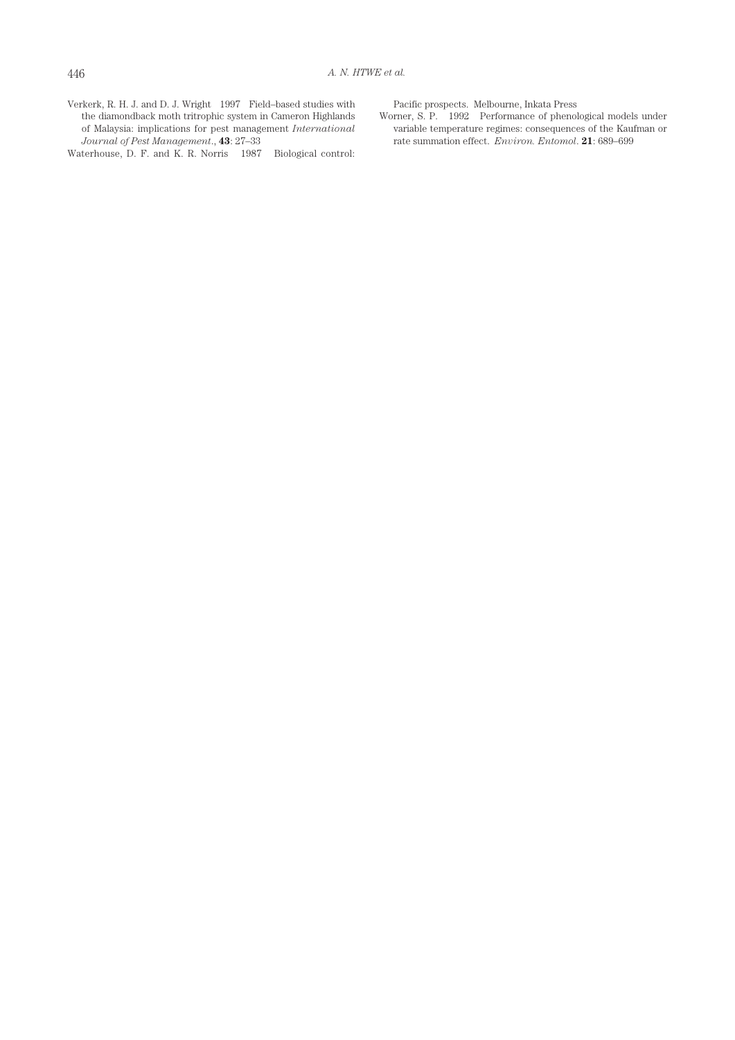Verkerk, R. H. J. and D. J. Wright 1997 Field–based studies with the diamondback moth tritrophic system in Cameron Highlands of Malaysia: implications for pest management *International Journal of Pest Management*., **43**: 27–33

Waterhouse, D. F. and K. R. Norris 1987 Biological control: Pacific prospects. Melbourne, Inkata Press

Worner, S. P. 1992 Performance of phenological models under variable temperature regimes: consequences of the Kaufman or rate summation effect. *Environ. Entomol*. **21**: 689–699